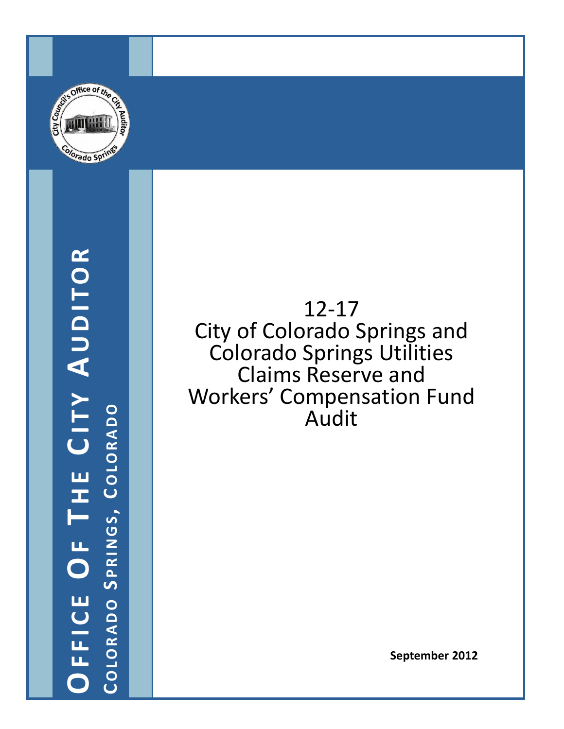# Office Of The City Auditor

## Colorado Springs, Colorado

# 12-17
# City of Colorado Springs and Colorado Springs Utilities Claims Reserve and Workers' Compensation Fund Audit

**September 2012**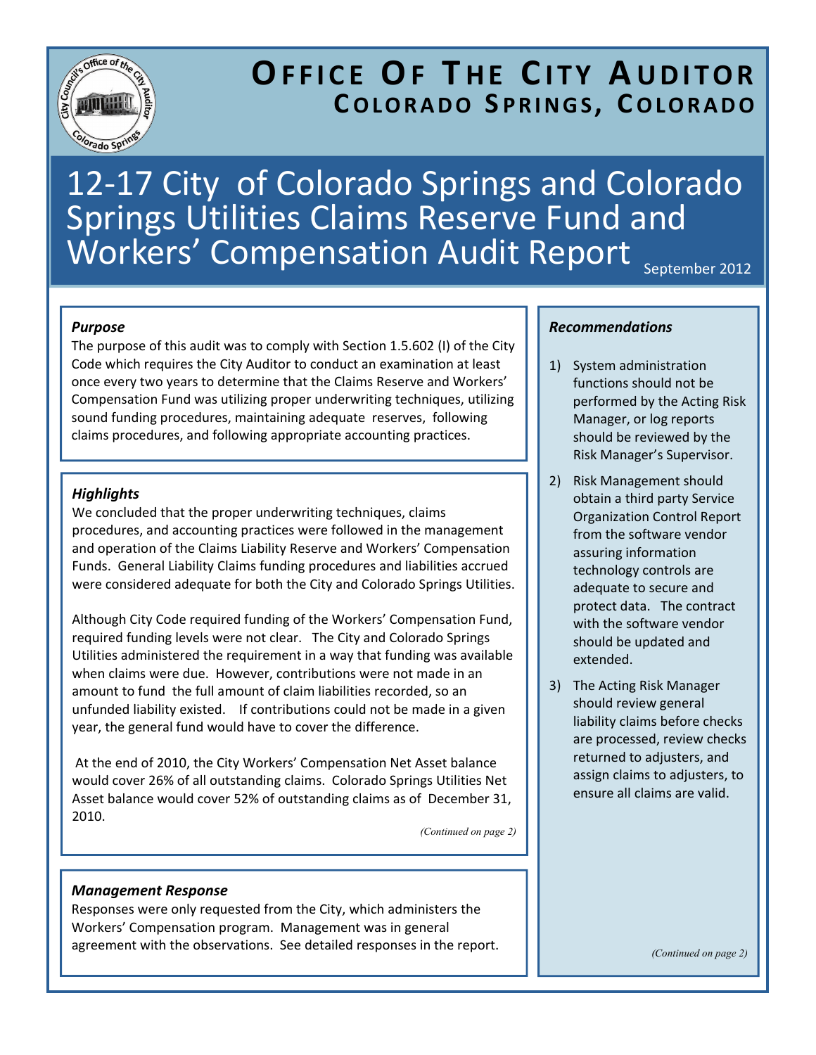# OFFICE OF THE CITY AUDITOR
## COLORADO SPRINGS, COLORADO

# 12-17 City of Colorado Springs and Colorado Springs Utilities Claims Reserve Fund and Workers' Compensation Audit Report

September 2012

### *Purpose*

The purpose of this audit was to comply with Section 1.5.602 (I) of the City Code which requires the City Auditor to conduct an examination at least once every two years to determine that the Claims Reserve and Workers' Compensation Fund was utilizing proper underwriting techniques, utilizing sound funding procedures, maintaining adequate reserves, following claims procedures, and following appropriate accounting practices.

### *Highlights*

We concluded that the proper underwriting techniques, claims procedures, and accounting practices were followed in the management and operation of the Claims Liability Reserve and Workers' Compensation Funds. General Liability Claims funding procedures and liabilities accrued were considered adequate for both the City and Colorado Springs Utilities.

Although City Code required funding of the Workers' Compensation Fund, required funding levels were not clear. The City and Colorado Springs Utilities administered the requirement in a way that funding was available when claims were due. However, contributions were not made in an amount to fund the full amount of claim liabilities recorded, so an unfunded liability existed. If contributions could not be made in a given year, the general fund would have to cover the difference.

At the end of 2010, the City Workers' Compensation Net Asset balance would cover 26% of all outstanding claims. Colorado Springs Utilities Net Asset balance would cover 52% of outstanding claims as of December 31, 2010.

*(Continued on page 2)*

### *Management Response*

Responses were only requested from the City, which administers the Workers' Compensation program. Management was in general agreement with the observations. See detailed responses in the report.

### *Recommendations*

1) System administration functions should not be performed by the Acting Risk Manager, or log reports should be reviewed by the Risk Manager's Supervisor.
2) Risk Management should obtain a third party Service Organization Control Report from the software vendor assuring information technology controls are adequate to secure and protect data. The contract with the software vendor should be updated and extended.
3) The Acting Risk Manager should review general liability claims before checks are processed, review checks returned to adjusters, and assign claims to adjusters, to ensure all claims are valid.

*(Continued on page 2)*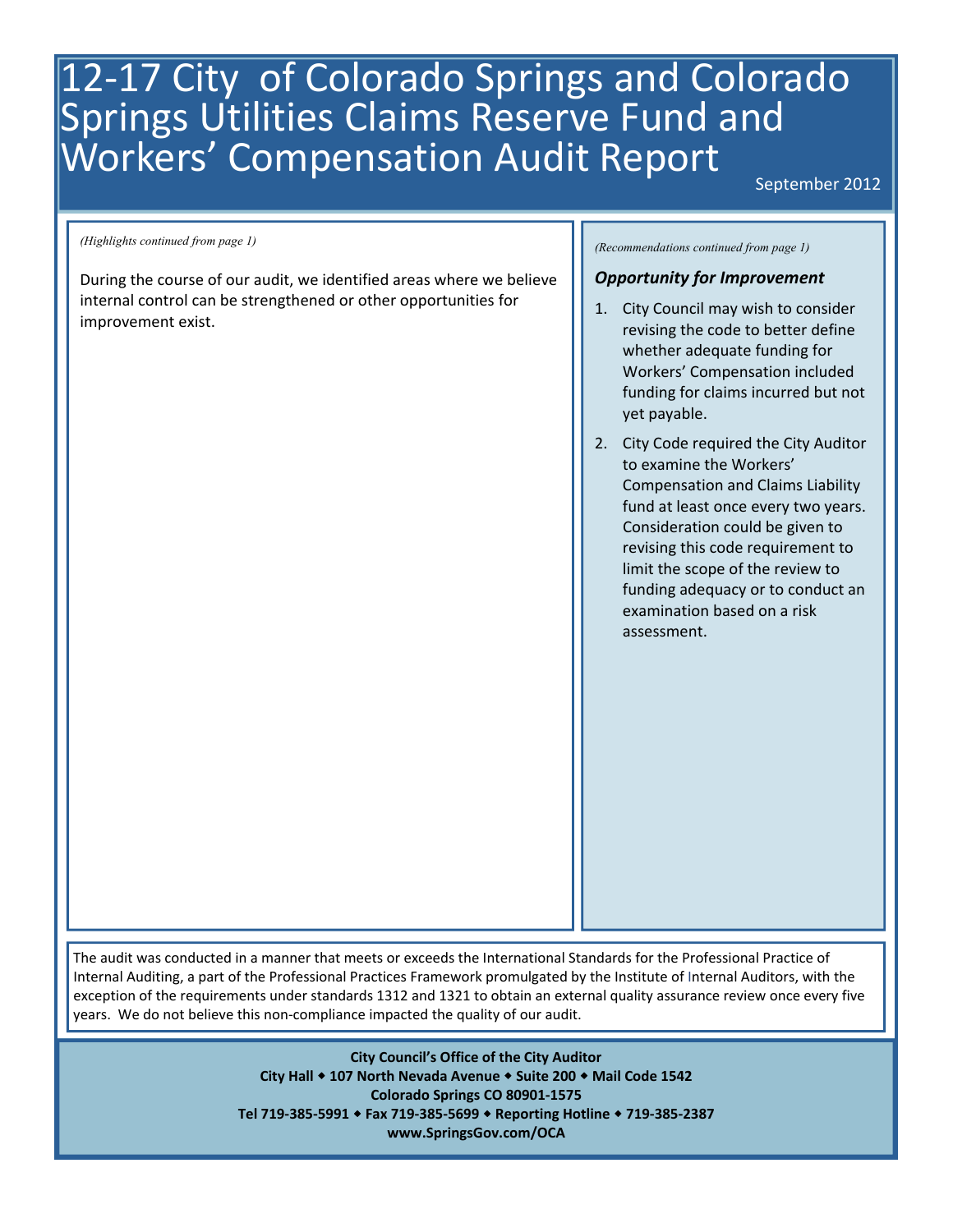# 12-17 City of Colorado Springs and Colorado Springs Utilities Claims Reserve Fund and Workers' Compensation Audit Report

September 2012

*(Highlights continued from page 1)*

During the course of our audit, we identified areas where we believe internal control can be strengthened or other opportunities for improvement exist.

*(Recommendations continued from page 1)*

### *Opportunity for Improvement*

1. City Council may wish to consider revising the code to better define whether adequate funding for Workers' Compensation included funding for claims incurred but not yet payable.
2. City Code required the City Auditor to examine the Workers' Compensation and Claims Liability fund at least once every two years. Consideration could be given to revising this code requirement to limit the scope of the review to funding adequacy or to conduct an examination based on a risk assessment.

The audit was conducted in a manner that meets or exceeds the International Standards for the Professional Practice of Internal Auditing, a part of the Professional Practices Framework promulgated by the Institute of Internal Auditors, with the exception of the requirements under standards 1312 and 1321 to obtain an external quality assurance review once every five years. We do not believe this non-compliance impacted the quality of our audit.

**City Council's Office of the City Auditor**
**City Hall ◆ 107 North Nevada Avenue ◆ Suite 200 ◆ Mail Code 1542**
**Colorado Springs CO 80901-1575**
**Tel 719-385-5991 ◆ Fax 719-385-5699 ◆ Reporting Hotline ◆ 719-385-2387**
**www.SpringsGov.com/OCA**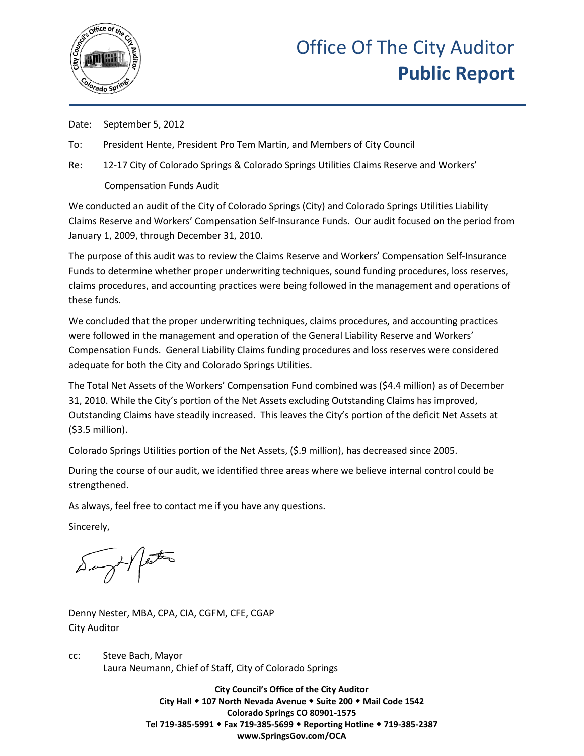# Office Of The City Auditor
## **Public Report**

Date: September 5, 2012

To: President Hente, President Pro Tem Martin, and Members of City Council

Re: 12-17 City of Colorado Springs & Colorado Springs Utilities Claims Reserve and Workers' Compensation Funds Audit

We conducted an audit of the City of Colorado Springs (City) and Colorado Springs Utilities Liability Claims Reserve and Workers' Compensation Self-Insurance Funds. Our audit focused on the period from January 1, 2009, through December 31, 2010.

The purpose of this audit was to review the Claims Reserve and Workers' Compensation Self-Insurance Funds to determine whether proper underwriting techniques, sound funding procedures, loss reserves, claims procedures, and accounting practices were being followed in the management and operations of these funds.

We concluded that the proper underwriting techniques, claims procedures, and accounting practices were followed in the management and operation of the General Liability Reserve and Workers' Compensation Funds. General Liability Claims funding procedures and loss reserves were considered adequate for both the City and Colorado Springs Utilities.

The Total Net Assets of the Workers' Compensation Fund combined was ($4.4 million) as of December 31, 2010. While the City's portion of the Net Assets excluding Outstanding Claims has improved, Outstanding Claims have steadily increased. This leaves the City's portion of the deficit Net Assets at ($3.5 million).

Colorado Springs Utilities portion of the Net Assets, ($.9 million), has decreased since 2005.

During the course of our audit, we identified three areas where we believe internal control could be strengthened.

As always, feel free to contact me if you have any questions.

Sincerely,

Denny Nester, MBA, CPA, CIA, CGFM, CFE, CGAP
City Auditor

cc: Steve Bach, Mayor
Laura Neumann, Chief of Staff, City of Colorado Springs

**City Council's Office of the City Auditor**
**City Hall ◆ 107 North Nevada Avenue ◆ Suite 200 ◆ Mail Code 1542**
**Colorado Springs CO 80901-1575**
**Tel 719-385-5991 ◆ Fax 719-385-5699 ◆ Reporting Hotline ◆ 719-385-2387**
**www.SpringsGov.com/OCA**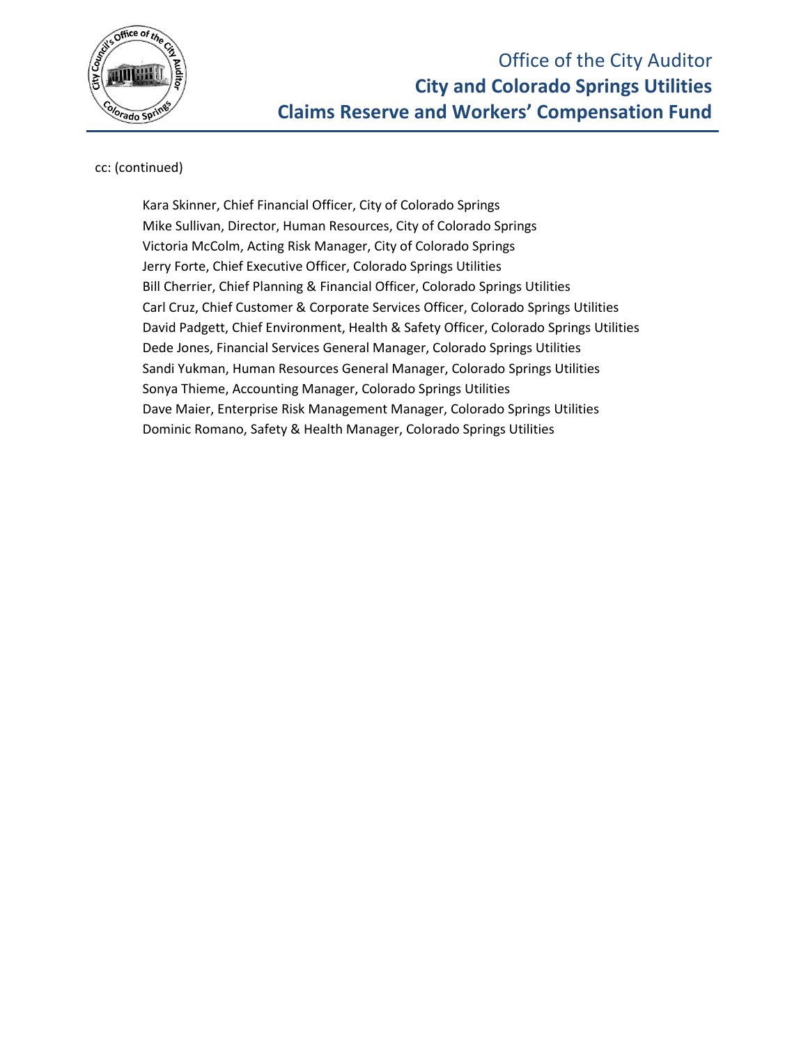cc: (continued)

Kara Skinner, Chief Financial Officer, City of Colorado Springs
Mike Sullivan, Director, Human Resources, City of Colorado Springs
Victoria McColm, Acting Risk Manager, City of Colorado Springs
Jerry Forte, Chief Executive Officer, Colorado Springs Utilities
Bill Cherrier, Chief Planning & Financial Officer, Colorado Springs Utilities
Carl Cruz, Chief Customer & Corporate Services Officer, Colorado Springs Utilities
David Padgett, Chief Environment, Health & Safety Officer, Colorado Springs Utilities
Dede Jones, Financial Services General Manager, Colorado Springs Utilities
Sandi Yukman, Human Resources General Manager, Colorado Springs Utilities
Sonya Thieme, Accounting Manager, Colorado Springs Utilities
Dave Maier, Enterprise Risk Management Manager, Colorado Springs Utilities
Dominic Romano, Safety & Health Manager, Colorado Springs Utilities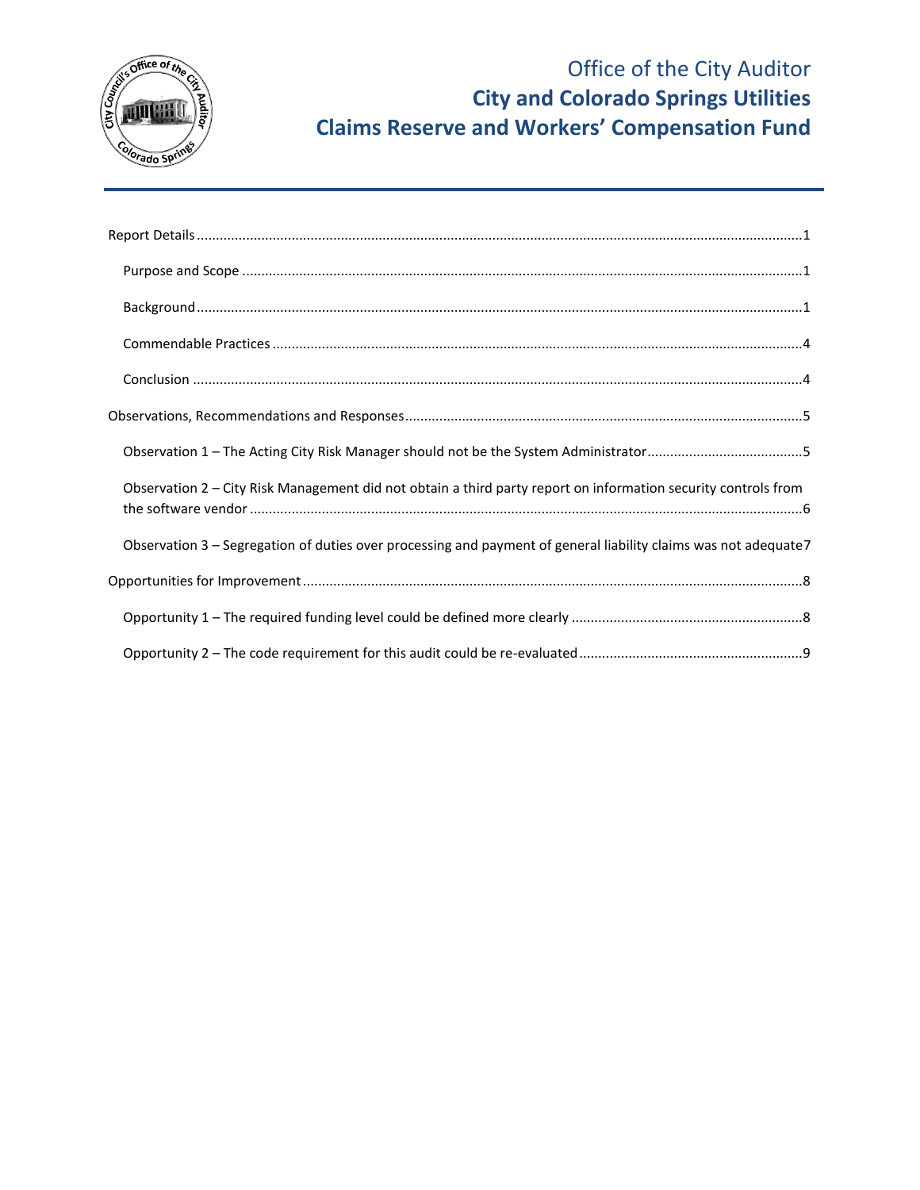# Office of the City Auditor
## City and Colorado Springs Utilities
## Claims Reserve and Workers' Compensation Fund

Report Details ....................................................................................................................................1

Purpose and Scope ...........................................................................................................................1

Background ........................................................................................................................................1

Commendable Practices ....................................................................................................................4

Conclusion .........................................................................................................................................4

Observations, Recommendations and Responses ...............................................................................5

Observation 1 – The Acting City Risk Manager should not be the System Administrator.........................5

Observation 2 – City Risk Management did not obtain a third party report on information security controls from the software vendor ......................................................................................................................6

Observation 3 – Segregation of duties over processing and payment of general liability claims was not adequate 7

Opportunities for Improvement ...........................................................................................................8

Opportunity 1 – The required funding level could be defined more clearly .............................................8

Opportunity 2 – The code requirement for this audit could be re-evaluated ...........................................9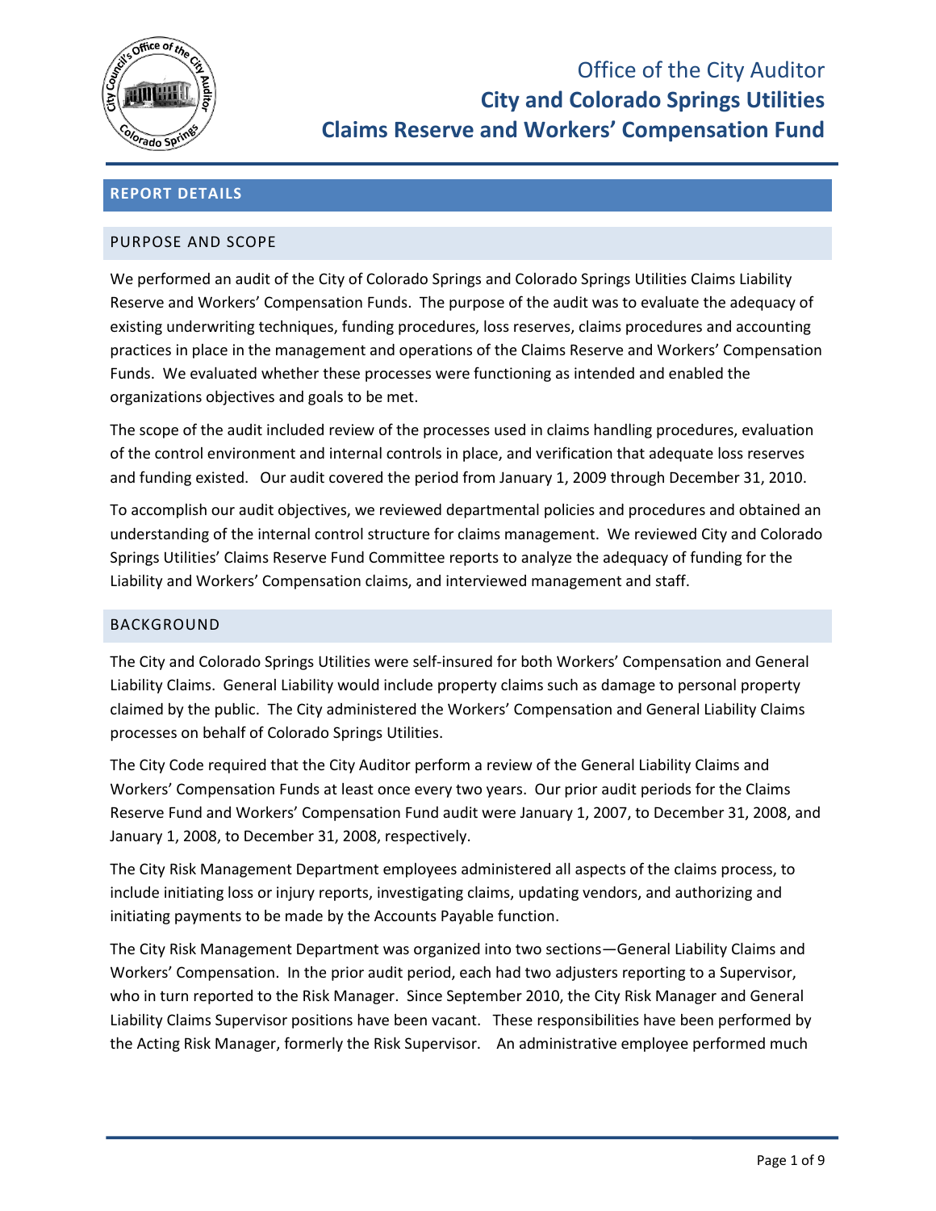# Office of the City Auditor
## City and Colorado Springs Utilities
## Claims Reserve and Workers' Compensation Fund

## REPORT DETAILS

### PURPOSE AND SCOPE

We performed an audit of the City of Colorado Springs and Colorado Springs Utilities Claims Liability Reserve and Workers' Compensation Funds. The purpose of the audit was to evaluate the adequacy of existing underwriting techniques, funding procedures, loss reserves, claims procedures and accounting practices in place in the management and operations of the Claims Reserve and Workers' Compensation Funds. We evaluated whether these processes were functioning as intended and enabled the organizations objectives and goals to be met.

The scope of the audit included review of the processes used in claims handling procedures, evaluation of the control environment and internal controls in place, and verification that adequate loss reserves and funding existed. Our audit covered the period from January 1, 2009 through December 31, 2010.

To accomplish our audit objectives, we reviewed departmental policies and procedures and obtained an understanding of the internal control structure for claims management. We reviewed City and Colorado Springs Utilities' Claims Reserve Fund Committee reports to analyze the adequacy of funding for the Liability and Workers' Compensation claims, and interviewed management and staff.

### BACKGROUND

The City and Colorado Springs Utilities were self-insured for both Workers' Compensation and General Liability Claims. General Liability would include property claims such as damage to personal property claimed by the public. The City administered the Workers' Compensation and General Liability Claims processes on behalf of Colorado Springs Utilities.

The City Code required that the City Auditor perform a review of the General Liability Claims and Workers' Compensation Funds at least once every two years. Our prior audit periods for the Claims Reserve Fund and Workers' Compensation Fund audit were January 1, 2007, to December 31, 2008, and January 1, 2008, to December 31, 2008, respectively.

The City Risk Management Department employees administered all aspects of the claims process, to include initiating loss or injury reports, investigating claims, updating vendors, and authorizing and initiating payments to be made by the Accounts Payable function.

The City Risk Management Department was organized into two sections—General Liability Claims and Workers' Compensation. In the prior audit period, each had two adjusters reporting to a Supervisor, who in turn reported to the Risk Manager. Since September 2010, the City Risk Manager and General Liability Claims Supervisor positions have been vacant. These responsibilities have been performed by the Acting Risk Manager, formerly the Risk Supervisor. An administrative employee performed much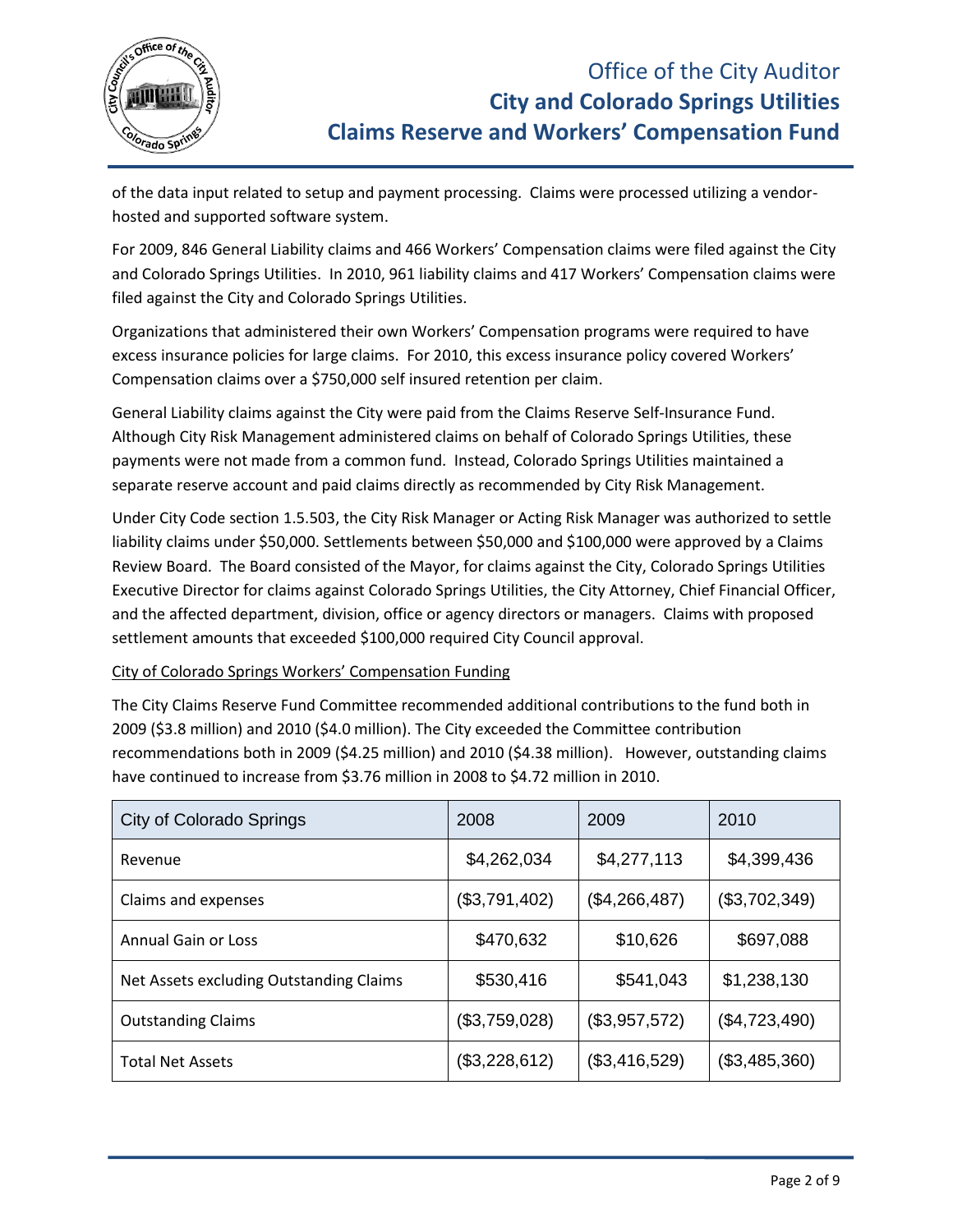of the data input related to setup and payment processing. Claims were processed utilizing a vendor-hosted and supported software system.

For 2009, 846 General Liability claims and 466 Workers' Compensation claims were filed against the City and Colorado Springs Utilities. In 2010, 961 liability claims and 417 Workers' Compensation claims were filed against the City and Colorado Springs Utilities.

Organizations that administered their own Workers' Compensation programs were required to have excess insurance policies for large claims. For 2010, this excess insurance policy covered Workers' Compensation claims over a $750,000 self insured retention per claim.

General Liability claims against the City were paid from the Claims Reserve Self-Insurance Fund. Although City Risk Management administered claims on behalf of Colorado Springs Utilities, these payments were not made from a common fund. Instead, Colorado Springs Utilities maintained a separate reserve account and paid claims directly as recommended by City Risk Management.

Under City Code section 1.5.503, the City Risk Manager or Acting Risk Manager was authorized to settle liability claims under $50,000. Settlements between $50,000 and $100,000 were approved by a Claims Review Board. The Board consisted of the Mayor, for claims against the City, Colorado Springs Utilities Executive Director for claims against Colorado Springs Utilities, the City Attorney, Chief Financial Officer, and the affected department, division, office or agency directors or managers. Claims with proposed settlement amounts that exceeded $100,000 required City Council approval.

City of Colorado Springs Workers' Compensation Funding

The City Claims Reserve Fund Committee recommended additional contributions to the fund both in 2009 ($3.8 million) and 2010 ($4.0 million). The City exceeded the Committee contribution recommendations both in 2009 ($4.25 million) and 2010 ($4.38 million). However, outstanding claims have continued to increase from $3.76 million in 2008 to $4.72 million in 2010.

| City of Colorado Springs | 2008 | 2009 | 2010 |
|---|---|---|---|
| Revenue | $4,262,034 | $4,277,113 | $4,399,436 |
| Claims and expenses | ($3,791,402) | ($4,266,487) | ($3,702,349) |
| Annual Gain or Loss | $470,632 | $10,626 | $697,088 |
| Net Assets excluding Outstanding Claims | $530,416 | $541,043 | $1,238,130 |
| Outstanding Claims | ($3,759,028) | ($3,957,572) | ($4,723,490) |
| Total Net Assets | ($3,228,612) | ($3,416,529) | ($3,485,360) |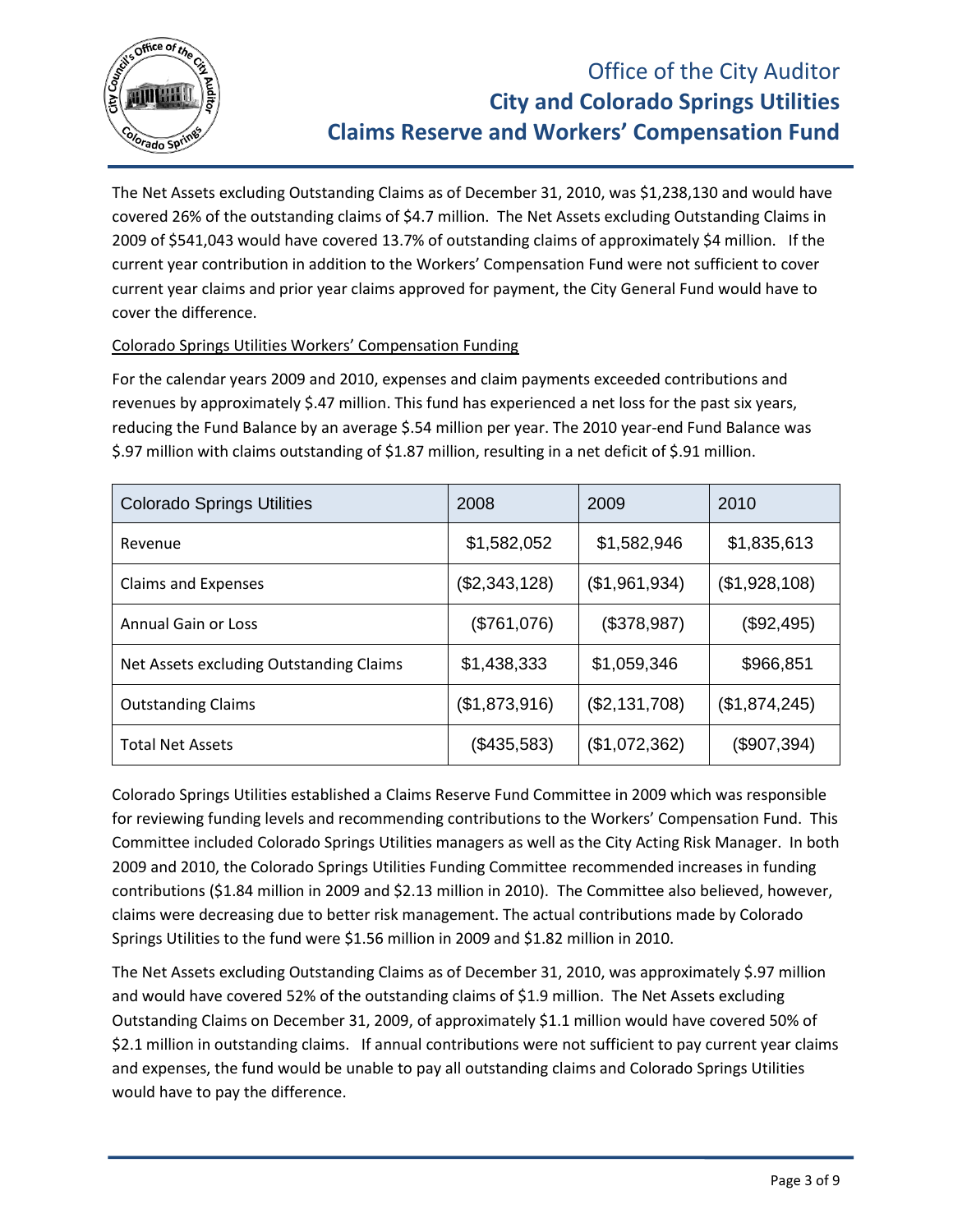The Net Assets excluding Outstanding Claims as of December 31, 2010, was $1,238,130 and would have covered 26% of the outstanding claims of $4.7 million. The Net Assets excluding Outstanding Claims in 2009 of $541,043 would have covered 13.7% of outstanding claims of approximately $4 million. If the current year contribution in addition to the Workers' Compensation Fund were not sufficient to cover current year claims and prior year claims approved for payment, the City General Fund would have to cover the difference.

Colorado Springs Utilities Workers' Compensation Funding

For the calendar years 2009 and 2010, expenses and claim payments exceeded contributions and revenues by approximately $.47 million. This fund has experienced a net loss for the past six years, reducing the Fund Balance by an average $.54 million per year. The 2010 year-end Fund Balance was $.97 million with claims outstanding of $1.87 million, resulting in a net deficit of $.91 million.

| Colorado Springs Utilities | 2008 | 2009 | 2010 |
|---|---|---|---|
| Revenue | $1,582,052 | $1,582,946 | $1,835,613 |
| Claims and Expenses | ($2,343,128) | ($1,961,934) | ($1,928,108) |
| Annual Gain or Loss | ($761,076) | ($378,987) | ($92,495) |
| Net Assets excluding Outstanding Claims | $1,438,333 | $1,059,346 | $966,851 |
| Outstanding Claims | ($1,873,916) | ($2,131,708) | ($1,874,245) |
| Total Net Assets | ($435,583) | ($1,072,362) | ($907,394) |

Colorado Springs Utilities established a Claims Reserve Fund Committee in 2009 which was responsible for reviewing funding levels and recommending contributions to the Workers' Compensation Fund. This Committee included Colorado Springs Utilities managers as well as the City Acting Risk Manager. In both 2009 and 2010, the Colorado Springs Utilities Funding Committee recommended increases in funding contributions ($1.84 million in 2009 and $2.13 million in 2010). The Committee also believed, however, claims were decreasing due to better risk management. The actual contributions made by Colorado Springs Utilities to the fund were $1.56 million in 2009 and $1.82 million in 2010.

The Net Assets excluding Outstanding Claims as of December 31, 2010, was approximately $.97 million and would have covered 52% of the outstanding claims of $1.9 million. The Net Assets excluding Outstanding Claims on December 31, 2009, of approximately $1.1 million would have covered 50% of $2.1 million in outstanding claims. If annual contributions were not sufficient to pay current year claims and expenses, the fund would be unable to pay all outstanding claims and Colorado Springs Utilities would have to pay the difference.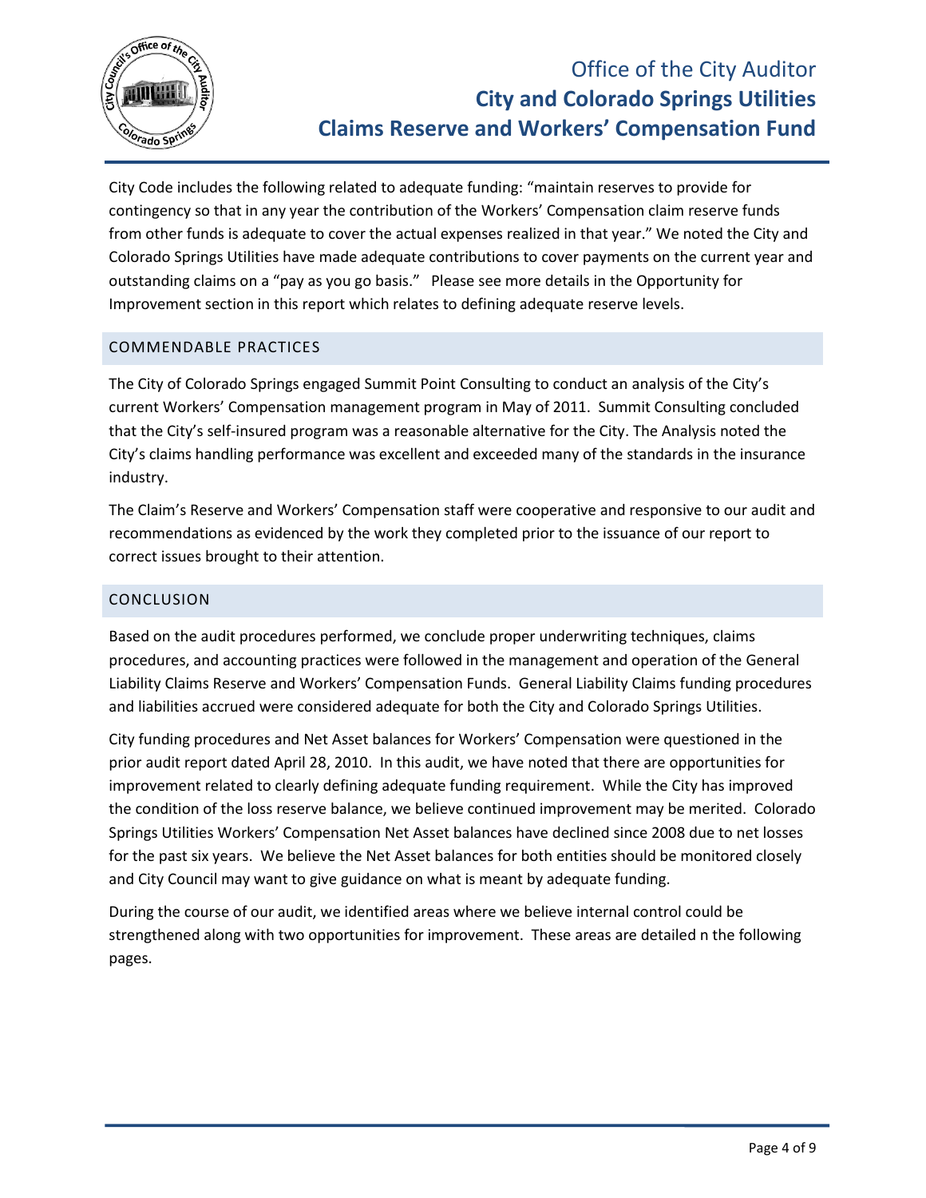City Code includes the following related to adequate funding: "maintain reserves to provide for contingency so that in any year the contribution of the Workers' Compensation claim reserve funds from other funds is adequate to cover the actual expenses realized in that year." We noted the City and Colorado Springs Utilities have made adequate contributions to cover payments on the current year and outstanding claims on a "pay as you go basis." Please see more details in the Opportunity for Improvement section in this report which relates to defining adequate reserve levels.

## COMMENDABLE PRACTICES

The City of Colorado Springs engaged Summit Point Consulting to conduct an analysis of the City's current Workers' Compensation management program in May of 2011. Summit Consulting concluded that the City's self-insured program was a reasonable alternative for the City. The Analysis noted the City's claims handling performance was excellent and exceeded many of the standards in the insurance industry.

The Claim's Reserve and Workers' Compensation staff were cooperative and responsive to our audit and recommendations as evidenced by the work they completed prior to the issuance of our report to correct issues brought to their attention.

## CONCLUSION

Based on the audit procedures performed, we conclude proper underwriting techniques, claims procedures, and accounting practices were followed in the management and operation of the General Liability Claims Reserve and Workers' Compensation Funds. General Liability Claims funding procedures and liabilities accrued were considered adequate for both the City and Colorado Springs Utilities.

City funding procedures and Net Asset balances for Workers' Compensation were questioned in the prior audit report dated April 28, 2010. In this audit, we have noted that there are opportunities for improvement related to clearly defining adequate funding requirement. While the City has improved the condition of the loss reserve balance, we believe continued improvement may be merited. Colorado Springs Utilities Workers' Compensation Net Asset balances have declined since 2008 due to net losses for the past six years. We believe the Net Asset balances for both entities should be monitored closely and City Council may want to give guidance on what is meant by adequate funding.

During the course of our audit, we identified areas where we believe internal control could be strengthened along with two opportunities for improvement. These areas are detailed n the following pages.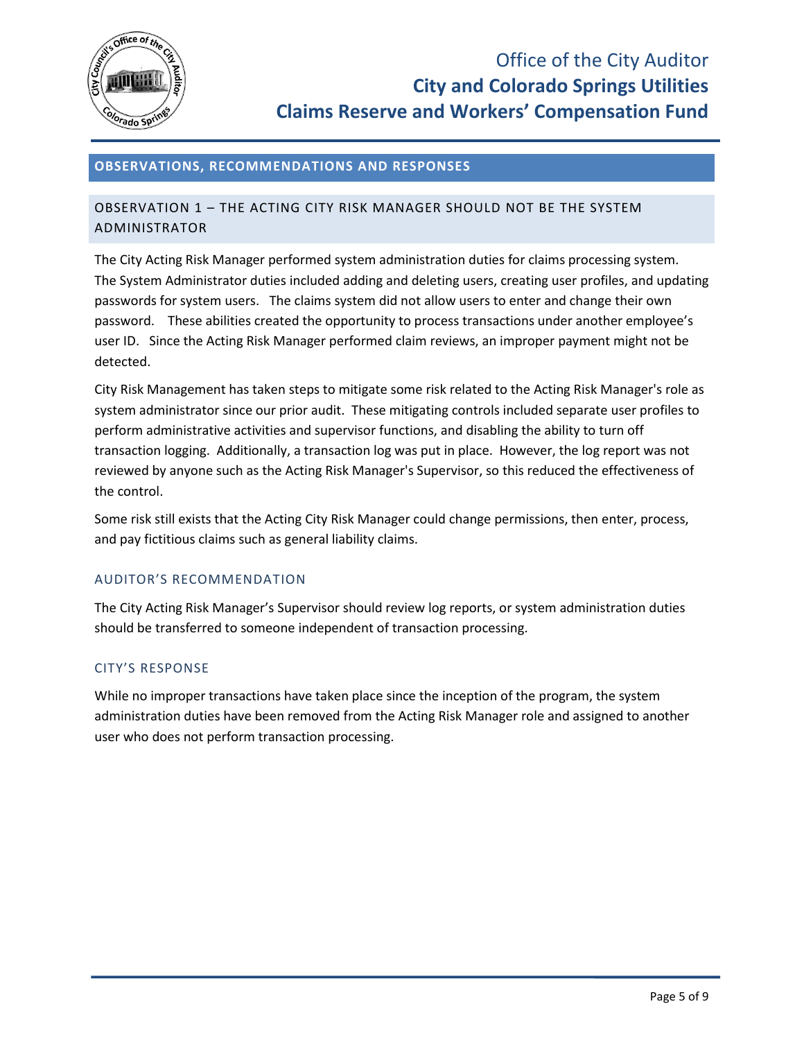## OBSERVATIONS, RECOMMENDATIONS AND RESPONSES

### OBSERVATION 1 – THE ACTING CITY RISK MANAGER SHOULD NOT BE THE SYSTEM ADMINISTRATOR

The City Acting Risk Manager performed system administration duties for claims processing system. The System Administrator duties included adding and deleting users, creating user profiles, and updating passwords for system users. The claims system did not allow users to enter and change their own password. These abilities created the opportunity to process transactions under another employee's user ID. Since the Acting Risk Manager performed claim reviews, an improper payment might not be detected.

City Risk Management has taken steps to mitigate some risk related to the Acting Risk Manager's role as system administrator since our prior audit. These mitigating controls included separate user profiles to perform administrative activities and supervisor functions, and disabling the ability to turn off transaction logging. Additionally, a transaction log was put in place. However, the log report was not reviewed by anyone such as the Acting Risk Manager's Supervisor, so this reduced the effectiveness of the control.

Some risk still exists that the Acting City Risk Manager could change permissions, then enter, process, and pay fictitious claims such as general liability claims.

#### AUDITOR'S RECOMMENDATION

The City Acting Risk Manager's Supervisor should review log reports, or system administration duties should be transferred to someone independent of transaction processing.

#### CITY'S RESPONSE

While no improper transactions have taken place since the inception of the program, the system administration duties have been removed from the Acting Risk Manager role and assigned to another user who does not perform transaction processing.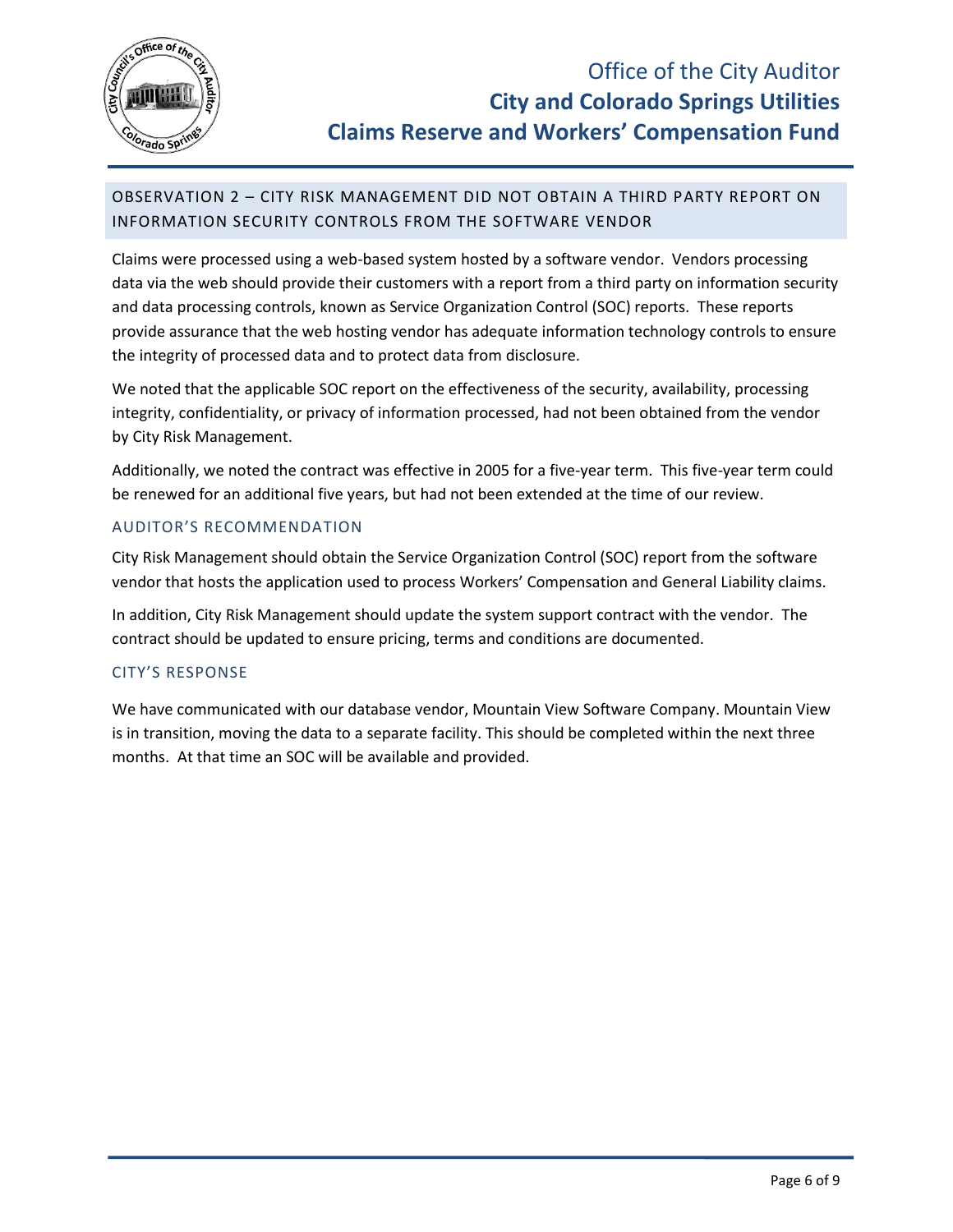## OBSERVATION 2 – CITY RISK MANAGEMENT DID NOT OBTAIN A THIRD PARTY REPORT ON INFORMATION SECURITY CONTROLS FROM THE SOFTWARE VENDOR

Claims were processed using a web-based system hosted by a software vendor. Vendors processing data via the web should provide their customers with a report from a third party on information security and data processing controls, known as Service Organization Control (SOC) reports. These reports provide assurance that the web hosting vendor has adequate information technology controls to ensure the integrity of processed data and to protect data from disclosure.

We noted that the applicable SOC report on the effectiveness of the security, availability, processing integrity, confidentiality, or privacy of information processed, had not been obtained from the vendor by City Risk Management.

Additionally, we noted the contract was effective in 2005 for a five-year term. This five-year term could be renewed for an additional five years, but had not been extended at the time of our review.

### AUDITOR'S RECOMMENDATION

City Risk Management should obtain the Service Organization Control (SOC) report from the software vendor that hosts the application used to process Workers' Compensation and General Liability claims.

In addition, City Risk Management should update the system support contract with the vendor. The contract should be updated to ensure pricing, terms and conditions are documented.

### CITY'S RESPONSE

We have communicated with our database vendor, Mountain View Software Company. Mountain View is in transition, moving the data to a separate facility. This should be completed within the next three months. At that time an SOC will be available and provided.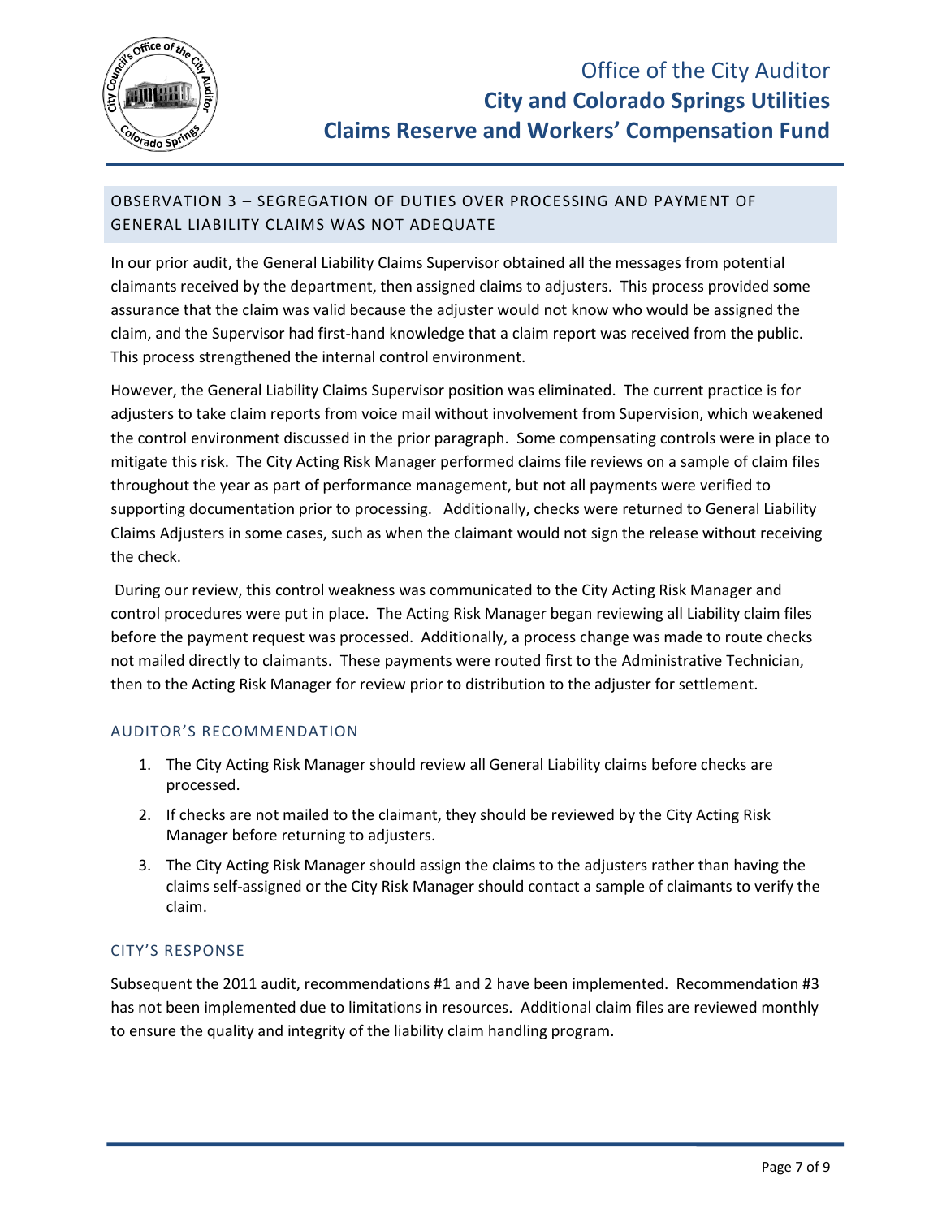## OBSERVATION 3 – SEGREGATION OF DUTIES OVER PROCESSING AND PAYMENT OF GENERAL LIABILITY CLAIMS WAS NOT ADEQUATE

In our prior audit, the General Liability Claims Supervisor obtained all the messages from potential claimants received by the department, then assigned claims to adjusters. This process provided some assurance that the claim was valid because the adjuster would not know who would be assigned the claim, and the Supervisor had first-hand knowledge that a claim report was received from the public. This process strengthened the internal control environment.

However, the General Liability Claims Supervisor position was eliminated. The current practice is for adjusters to take claim reports from voice mail without involvement from Supervision, which weakened the control environment discussed in the prior paragraph. Some compensating controls were in place to mitigate this risk. The City Acting Risk Manager performed claims file reviews on a sample of claim files throughout the year as part of performance management, but not all payments were verified to supporting documentation prior to processing. Additionally, checks were returned to General Liability Claims Adjusters in some cases, such as when the claimant would not sign the release without receiving the check.

During our review, this control weakness was communicated to the City Acting Risk Manager and control procedures were put in place. The Acting Risk Manager began reviewing all Liability claim files before the payment request was processed. Additionally, a process change was made to route checks not mailed directly to claimants. These payments were routed first to the Administrative Technician, then to the Acting Risk Manager for review prior to distribution to the adjuster for settlement.

### AUDITOR'S RECOMMENDATION

1. The City Acting Risk Manager should review all General Liability claims before checks are processed.
2. If checks are not mailed to the claimant, they should be reviewed by the City Acting Risk Manager before returning to adjusters.
3. The City Acting Risk Manager should assign the claims to the adjusters rather than having the claims self-assigned or the City Risk Manager should contact a sample of claimants to verify the claim.

### CITY'S RESPONSE

Subsequent the 2011 audit, recommendations #1 and 2 have been implemented. Recommendation #3 has not been implemented due to limitations in resources. Additional claim files are reviewed monthly to ensure the quality and integrity of the liability claim handling program.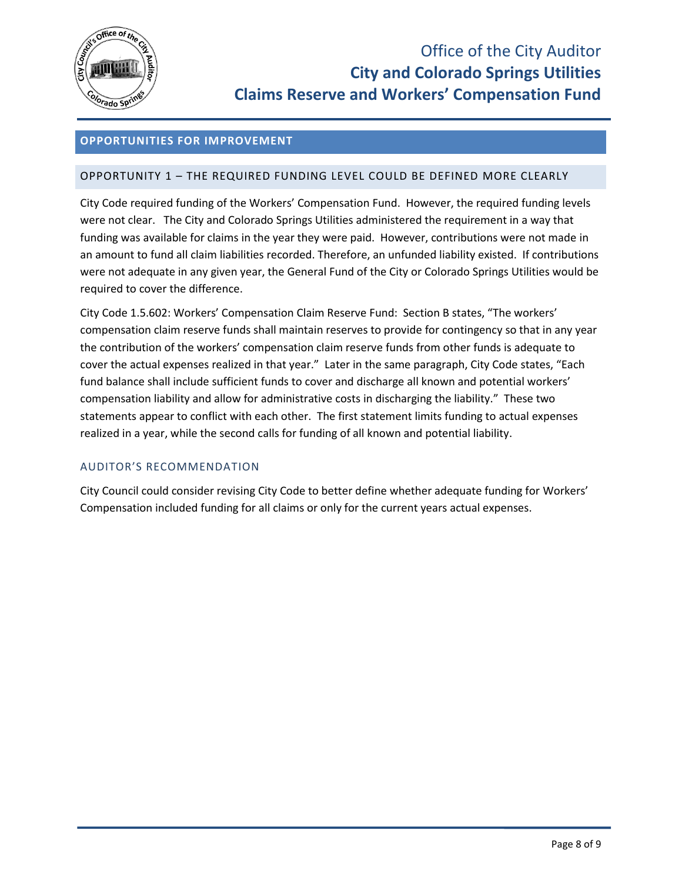## OPPORTUNITIES FOR IMPROVEMENT

### OPPORTUNITY 1 – THE REQUIRED FUNDING LEVEL COULD BE DEFINED MORE CLEARLY

City Code required funding of the Workers' Compensation Fund. However, the required funding levels were not clear. The City and Colorado Springs Utilities administered the requirement in a way that funding was available for claims in the year they were paid. However, contributions were not made in an amount to fund all claim liabilities recorded. Therefore, an unfunded liability existed. If contributions were not adequate in any given year, the General Fund of the City or Colorado Springs Utilities would be required to cover the difference.

City Code 1.5.602: Workers' Compensation Claim Reserve Fund: Section B states, "The workers' compensation claim reserve funds shall maintain reserves to provide for contingency so that in any year the contribution of the workers' compensation claim reserve funds from other funds is adequate to cover the actual expenses realized in that year." Later in the same paragraph, City Code states, "Each fund balance shall include sufficient funds to cover and discharge all known and potential workers' compensation liability and allow for administrative costs in discharging the liability." These two statements appear to conflict with each other. The first statement limits funding to actual expenses realized in a year, while the second calls for funding of all known and potential liability.

#### AUDITOR'S RECOMMENDATION

City Council could consider revising City Code to better define whether adequate funding for Workers' Compensation included funding for all claims or only for the current years actual expenses.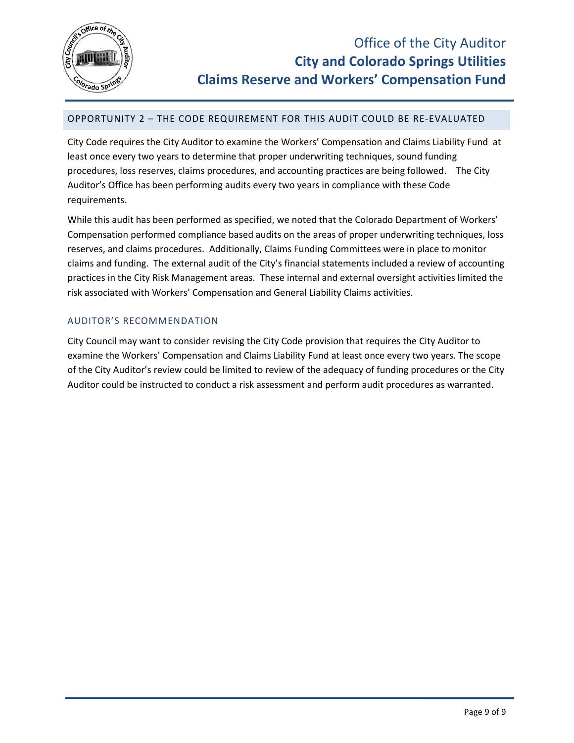## OPPORTUNITY 2 – THE CODE REQUIREMENT FOR THIS AUDIT COULD BE RE-EVALUATED

City Code requires the City Auditor to examine the Workers' Compensation and Claims Liability Fund at least once every two years to determine that proper underwriting techniques, sound funding procedures, loss reserves, claims procedures, and accounting practices are being followed. The City Auditor's Office has been performing audits every two years in compliance with these Code requirements.

While this audit has been performed as specified, we noted that the Colorado Department of Workers' Compensation performed compliance based audits on the areas of proper underwriting techniques, loss reserves, and claims procedures. Additionally, Claims Funding Committees were in place to monitor claims and funding. The external audit of the City's financial statements included a review of accounting practices in the City Risk Management areas. These internal and external oversight activities limited the risk associated with Workers' Compensation and General Liability Claims activities.

### AUDITOR'S RECOMMENDATION

City Council may want to consider revising the City Code provision that requires the City Auditor to examine the Workers' Compensation and Claims Liability Fund at least once every two years. The scope of the City Auditor's review could be limited to review of the adequacy of funding procedures or the City Auditor could be instructed to conduct a risk assessment and perform audit procedures as warranted.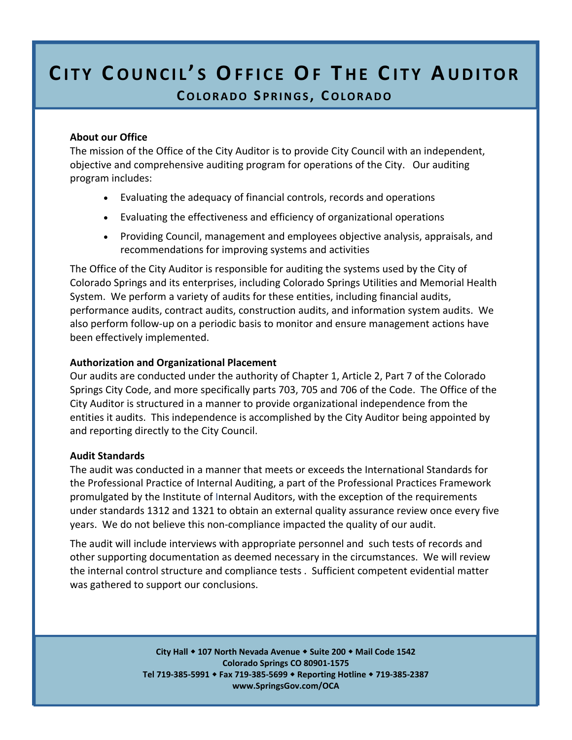# City Council's Office Of The City Auditor

## Colorado Springs, Colorado

**About our Office**

The mission of the Office of the City Auditor is to provide City Council with an independent, objective and comprehensive auditing program for operations of the City. Our auditing program includes:

- Evaluating the adequacy of financial controls, records and operations
- Evaluating the effectiveness and efficiency of organizational operations
- Providing Council, management and employees objective analysis, appraisals, and recommendations for improving systems and activities

The Office of the City Auditor is responsible for auditing the systems used by the City of Colorado Springs and its enterprises, including Colorado Springs Utilities and Memorial Health System. We perform a variety of audits for these entities, including financial audits, performance audits, contract audits, construction audits, and information system audits. We also perform follow-up on a periodic basis to monitor and ensure management actions have been effectively implemented.

**Authorization and Organizational Placement**

Our audits are conducted under the authority of Chapter 1, Article 2, Part 7 of the Colorado Springs City Code, and more specifically parts 703, 705 and 706 of the Code. The Office of the City Auditor is structured in a manner to provide organizational independence from the entities it audits. This independence is accomplished by the City Auditor being appointed by and reporting directly to the City Council.

**Audit Standards**

The audit was conducted in a manner that meets or exceeds the International Standards for the Professional Practice of Internal Auditing, a part of the Professional Practices Framework promulgated by the Institute of Internal Auditors, with the exception of the requirements under standards 1312 and 1321 to obtain an external quality assurance review once every five years. We do not believe this non-compliance impacted the quality of our audit.

The audit will include interviews with appropriate personnel and such tests of records and other supporting documentation as deemed necessary in the circumstances. We will review the internal control structure and compliance tests . Sufficient competent evidential matter was gathered to support our conclusions.

**City Hall ◆ 107 North Nevada Avenue ◆ Suite 200 ◆ Mail Code 1542**
**Colorado Springs CO 80901-1575**
**Tel 719-385-5991 ◆ Fax 719-385-5699 ◆ Reporting Hotline ◆ 719-385-2387**
**www.SpringsGov.com/OCA**